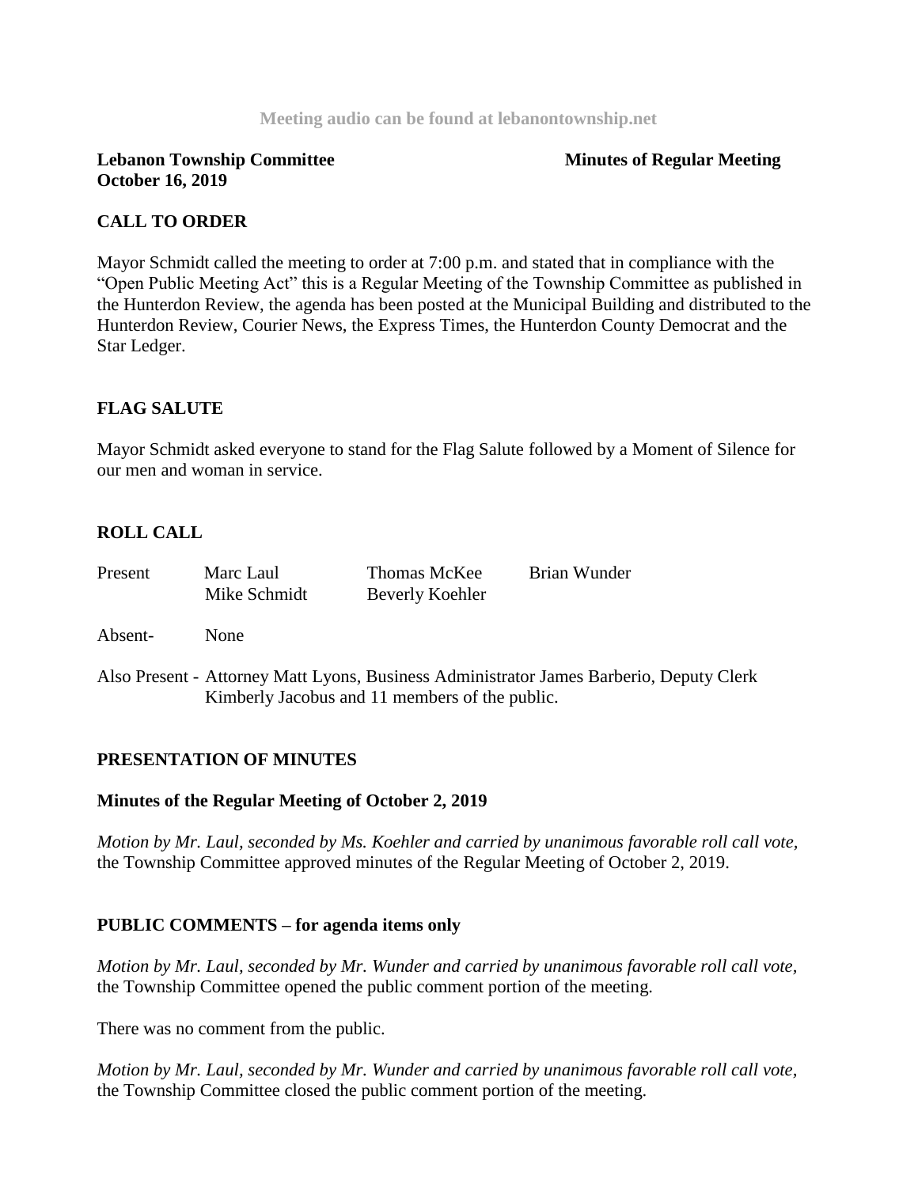Meeting audio can be found at lebanontownship.net

**Lebanon Township Committee** **Minutes of Regular Meeting**
**October 16, 2019**

## CALL TO ORDER

Mayor Schmidt called the meeting to order at 7:00 p.m. and stated that in compliance with the "Open Public Meeting Act" this is a Regular Meeting of the Township Committee as published in the Hunterdon Review, the agenda has been posted at the Municipal Building and distributed to the Hunterdon Review, Courier News, the Express Times, the Hunterdon County Democrat and the Star Ledger.

## FLAG SALUTE

Mayor Schmidt asked everyone to stand for the Flag Salute followed by a Moment of Silence for our men and woman in service.

## ROLL CALL

Present Marc Laul Thomas McKee Brian Wunder
Mike Schmidt Beverly Koehler

Absent- None

Also Present - Attorney Matt Lyons, Business Administrator James Barberio, Deputy Clerk Kimberly Jacobus and 11 members of the public.

## PRESENTATION OF MINUTES

### Minutes of the Regular Meeting of October 2, 2019

*Motion by Mr. Laul, seconded by Ms. Koehler and carried by unanimous favorable roll call vote,* the Township Committee approved minutes of the Regular Meeting of October 2, 2019.

## PUBLIC COMMENTS – for agenda items only

*Motion by Mr. Laul, seconded by Mr. Wunder and carried by unanimous favorable roll call vote,* the Township Committee opened the public comment portion of the meeting.

There was no comment from the public.

*Motion by Mr. Laul, seconded by Mr. Wunder and carried by unanimous favorable roll call vote,* the Township Committee closed the public comment portion of the meeting.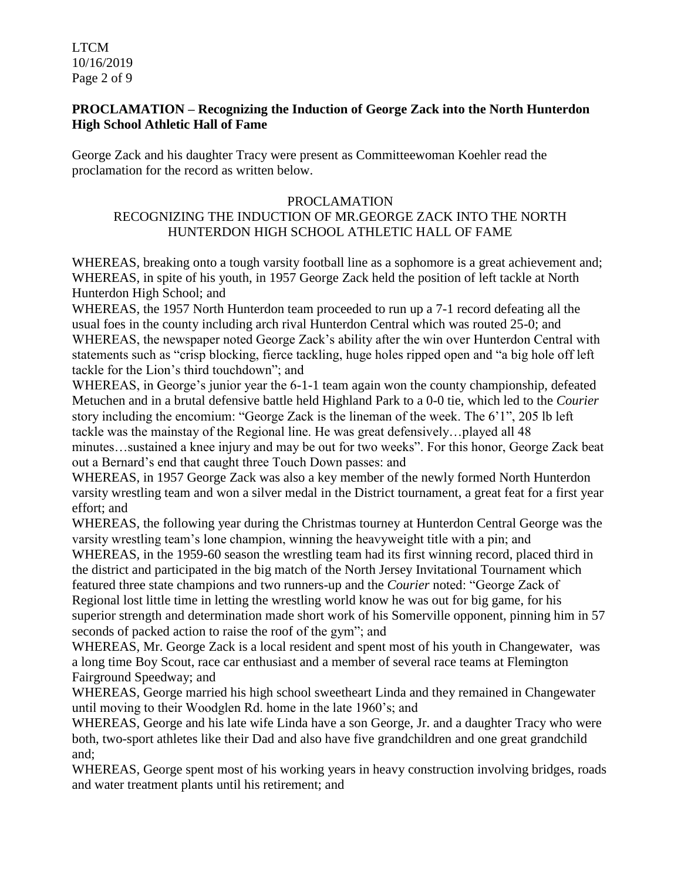**PROCLAMATION – Recognizing the Induction of George Zack into the North Hunterdon High School Athletic Hall of Fame**

George Zack and his daughter Tracy were present as Committeewoman Koehler read the proclamation for the record as written below.

PROCLAMATION
RECOGNIZING THE INDUCTION OF MR.GEORGE ZACK INTO THE NORTH HUNTERDON HIGH SCHOOL ATHLETIC HALL OF FAME

WHEREAS, breaking onto a tough varsity football line as a sophomore is a great achievement and;
WHEREAS, in spite of his youth, in 1957 George Zack held the position of left tackle at North Hunterdon High School; and
WHEREAS, the 1957 North Hunterdon team proceeded to run up a 7-1 record defeating all the usual foes in the county including arch rival Hunterdon Central which was routed 25-0; and
WHEREAS, the newspaper noted George Zack's ability after the win over Hunterdon Central with statements such as "crisp blocking, fierce tackling, huge holes ripped open and "a big hole off left tackle for the Lion's third touchdown"; and
WHEREAS, in George's junior year the 6-1-1 team again won the county championship, defeated Metuchen and in a brutal defensive battle held Highland Park to a 0-0 tie, which led to the *Courier* story including the encomium: "George Zack is the lineman of the week. The 6'1", 205 lb left tackle was the mainstay of the Regional line. He was great defensively…played all 48 minutes…sustained a knee injury and may be out for two weeks". For this honor, George Zack beat out a Bernard's end that caught three Touch Down passes: and
WHEREAS, in 1957 George Zack was also a key member of the newly formed North Hunterdon varsity wrestling team and won a silver medal in the District tournament, a great feat for a first year effort; and
WHEREAS, the following year during the Christmas tourney at Hunterdon Central George was the varsity wrestling team's lone champion, winning the heavyweight title with a pin; and
WHEREAS, in the 1959-60 season the wrestling team had its first winning record, placed third in the district and participated in the big match of the North Jersey Invitational Tournament which featured three state champions and two runners-up and the *Courier* noted: "George Zack of Regional lost little time in letting the wrestling world know he was out for big game, for his superior strength and determination made short work of his Somerville opponent, pinning him in 57 seconds of packed action to raise the roof of the gym"; and
WHEREAS, Mr. George Zack is a local resident and spent most of his youth in Changewater, was a long time Boy Scout, race car enthusiast and a member of several race teams at Flemington Fairground Speedway; and
WHEREAS, George married his high school sweetheart Linda and they remained in Changewater until moving to their Woodglen Rd. home in the late 1960's; and
WHEREAS, George and his late wife Linda have a son George, Jr. and a daughter Tracy who were both, two-sport athletes like their Dad and also have five grandchildren and one great grandchild and;
WHEREAS, George spent most of his working years in heavy construction involving bridges, roads and water treatment plants until his retirement; and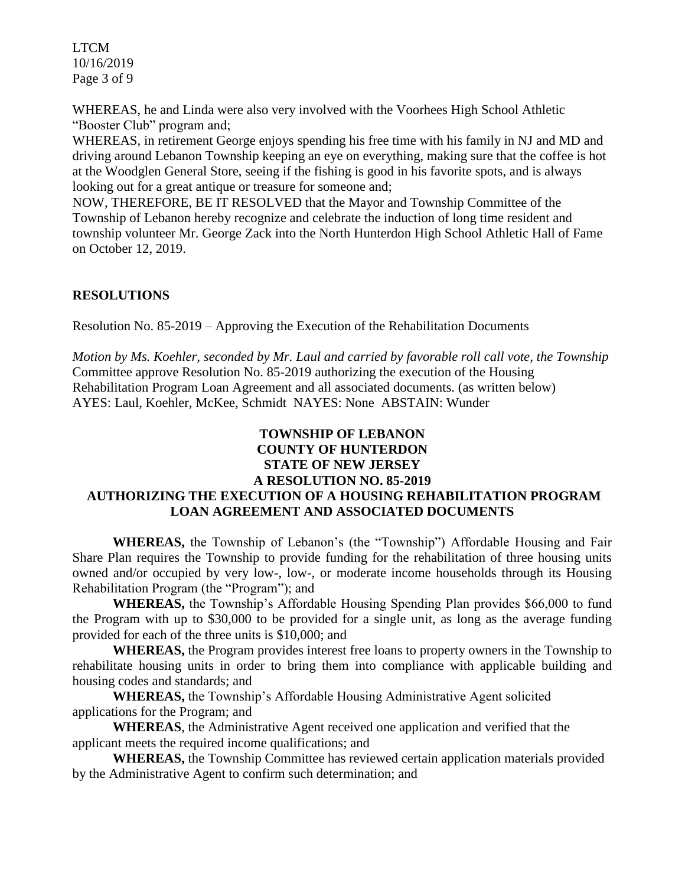WHEREAS, he and Linda were also very involved with the Voorhees High School Athletic "Booster Club" program and;

WHEREAS, in retirement George enjoys spending his free time with his family in NJ and MD and driving around Lebanon Township keeping an eye on everything, making sure that the coffee is hot at the Woodglen General Store, seeing if the fishing is good in his favorite spots, and is always looking out for a great antique or treasure for someone and;

NOW, THEREFORE, BE IT RESOLVED that the Mayor and Township Committee of the Township of Lebanon hereby recognize and celebrate the induction of long time resident and township volunteer Mr. George Zack into the North Hunterdon High School Athletic Hall of Fame on October 12, 2019.

## RESOLUTIONS

Resolution No. 85-2019 – Approving the Execution of the Rehabilitation Documents

*Motion by Ms. Koehler, seconded by Mr. Laul and carried by favorable roll call vote, the Township* Committee approve Resolution No. 85-2019 authorizing the execution of the Housing Rehabilitation Program Loan Agreement and all associated documents. (as written below)

AYES: Laul, Koehler, McKee, Schmidt NAYES: None ABSTAIN: Wunder

**TOWNSHIP OF LEBANON**
**COUNTY OF HUNTERDON**
**STATE OF NEW JERSEY**
**A RESOLUTION NO. 85-2019**
**AUTHORIZING THE EXECUTION OF A HOUSING REHABILITATION PROGRAM LOAN AGREEMENT AND ASSOCIATED DOCUMENTS**

**WHEREAS,** the Township of Lebanon's (the "Township") Affordable Housing and Fair Share Plan requires the Township to provide funding for the rehabilitation of three housing units owned and/or occupied by very low-, low-, or moderate income households through its Housing Rehabilitation Program (the "Program"); and

**WHEREAS,** the Township's Affordable Housing Spending Plan provides $66,000 to fund the Program with up to $30,000 to be provided for a single unit, as long as the average funding provided for each of the three units is $10,000; and

**WHEREAS,** the Program provides interest free loans to property owners in the Township to rehabilitate housing units in order to bring them into compliance with applicable building and housing codes and standards; and

**WHEREAS,** the Township's Affordable Housing Administrative Agent solicited applications for the Program; and

**WHEREAS**, the Administrative Agent received one application and verified that the applicant meets the required income qualifications; and

**WHEREAS,** the Township Committee has reviewed certain application materials provided by the Administrative Agent to confirm such determination; and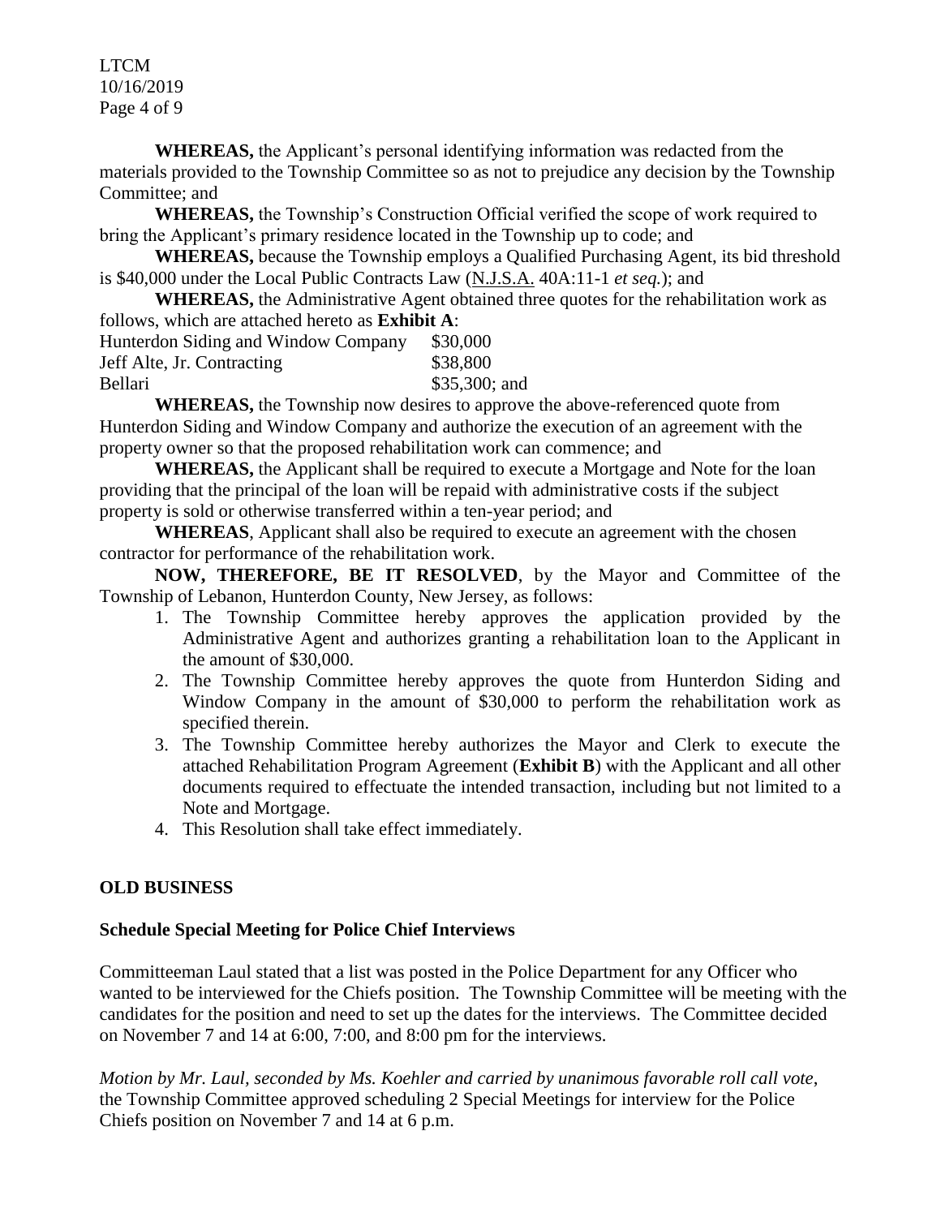**WHEREAS,** the Applicant's personal identifying information was redacted from the materials provided to the Township Committee so as not to prejudice any decision by the Township Committee; and

**WHEREAS,** the Township's Construction Official verified the scope of work required to bring the Applicant's primary residence located in the Township up to code; and

**WHEREAS,** because the Township employs a Qualified Purchasing Agent, its bid threshold is $40,000 under the Local Public Contracts Law (N.J.S.A. 40A:11-1 *et seq.*); and

**WHEREAS,** the Administrative Agent obtained three quotes for the rehabilitation work as follows, which are attached hereto as **Exhibit A**:

| | |
|---|---|
| Hunterdon Siding and Window Company | $30,000 |
| Jeff Alte, Jr. Contracting | $38,800 |
| Bellari | $35,300; and |

**WHEREAS,** the Township now desires to approve the above-referenced quote from Hunterdon Siding and Window Company and authorize the execution of an agreement with the property owner so that the proposed rehabilitation work can commence; and

**WHEREAS,** the Applicant shall be required to execute a Mortgage and Note for the loan providing that the principal of the loan will be repaid with administrative costs if the subject property is sold or otherwise transferred within a ten-year period; and

**WHEREAS**, Applicant shall also be required to execute an agreement with the chosen contractor for performance of the rehabilitation work.

**NOW, THEREFORE, BE IT RESOLVED**, by the Mayor and Committee of the Township of Lebanon, Hunterdon County, New Jersey, as follows:

1. The Township Committee hereby approves the application provided by the Administrative Agent and authorizes granting a rehabilitation loan to the Applicant in the amount of $30,000.
2. The Township Committee hereby approves the quote from Hunterdon Siding and Window Company in the amount of $30,000 to perform the rehabilitation work as specified therein.
3. The Township Committee hereby authorizes the Mayor and Clerk to execute the attached Rehabilitation Program Agreement (**Exhibit B**) with the Applicant and all other documents required to effectuate the intended transaction, including but not limited to a Note and Mortgage.
4. This Resolution shall take effect immediately.

## OLD BUSINESS

### Schedule Special Meeting for Police Chief Interviews

Committeeman Laul stated that a list was posted in the Police Department for any Officer who wanted to be interviewed for the Chiefs position. The Township Committee will be meeting with the candidates for the position and need to set up the dates for the interviews. The Committee decided on November 7 and 14 at 6:00, 7:00, and 8:00 pm for the interviews.

*Motion by Mr. Laul, seconded by Ms. Koehler and carried by unanimous favorable roll call vote*, the Township Committee approved scheduling 2 Special Meetings for interview for the Police Chiefs position on November 7 and 14 at 6 p.m.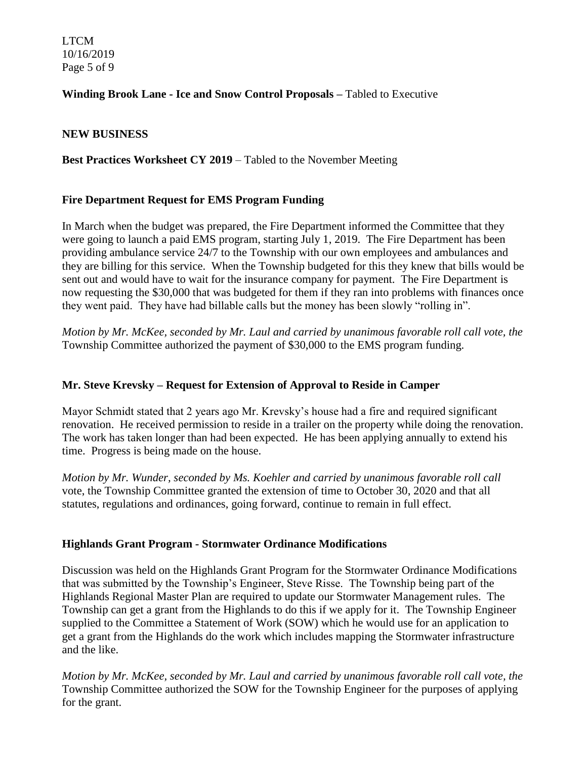**Winding Brook Lane - Ice and Snow Control Proposals –** Tabled to Executive

**NEW BUSINESS**

**Best Practices Worksheet CY 2019** – Tabled to the November Meeting

**Fire Department Request for EMS Program Funding**

In March when the budget was prepared, the Fire Department informed the Committee that they were going to launch a paid EMS program, starting July 1, 2019. The Fire Department has been providing ambulance service 24/7 to the Township with our own employees and ambulances and they are billing for this service. When the Township budgeted for this they knew that bills would be sent out and would have to wait for the insurance company for payment. The Fire Department is now requesting the $30,000 that was budgeted for them if they ran into problems with finances once they went paid. They have had billable calls but the money has been slowly "rolling in".

*Motion by Mr. McKee, seconded by Mr. Laul and carried by unanimous favorable roll call vote, the* Township Committee authorized the payment of $30,000 to the EMS program funding.

**Mr. Steve Krevsky – Request for Extension of Approval to Reside in Camper**

Mayor Schmidt stated that 2 years ago Mr. Krevsky's house had a fire and required significant renovation. He received permission to reside in a trailer on the property while doing the renovation. The work has taken longer than had been expected. He has been applying annually to extend his time. Progress is being made on the house.

*Motion by Mr. Wunder, seconded by Ms. Koehler and carried by unanimous favorable roll call* vote, the Township Committee granted the extension of time to October 30, 2020 and that all statutes, regulations and ordinances, going forward, continue to remain in full effect.

**Highlands Grant Program - Stormwater Ordinance Modifications**

Discussion was held on the Highlands Grant Program for the Stormwater Ordinance Modifications that was submitted by the Township's Engineer, Steve Risse. The Township being part of the Highlands Regional Master Plan are required to update our Stormwater Management rules. The Township can get a grant from the Highlands to do this if we apply for it. The Township Engineer supplied to the Committee a Statement of Work (SOW) which he would use for an application to get a grant from the Highlands do the work which includes mapping the Stormwater infrastructure and the like.

*Motion by Mr. McKee, seconded by Mr. Laul and carried by unanimous favorable roll call vote, the* Township Committee authorized the SOW for the Township Engineer for the purposes of applying for the grant.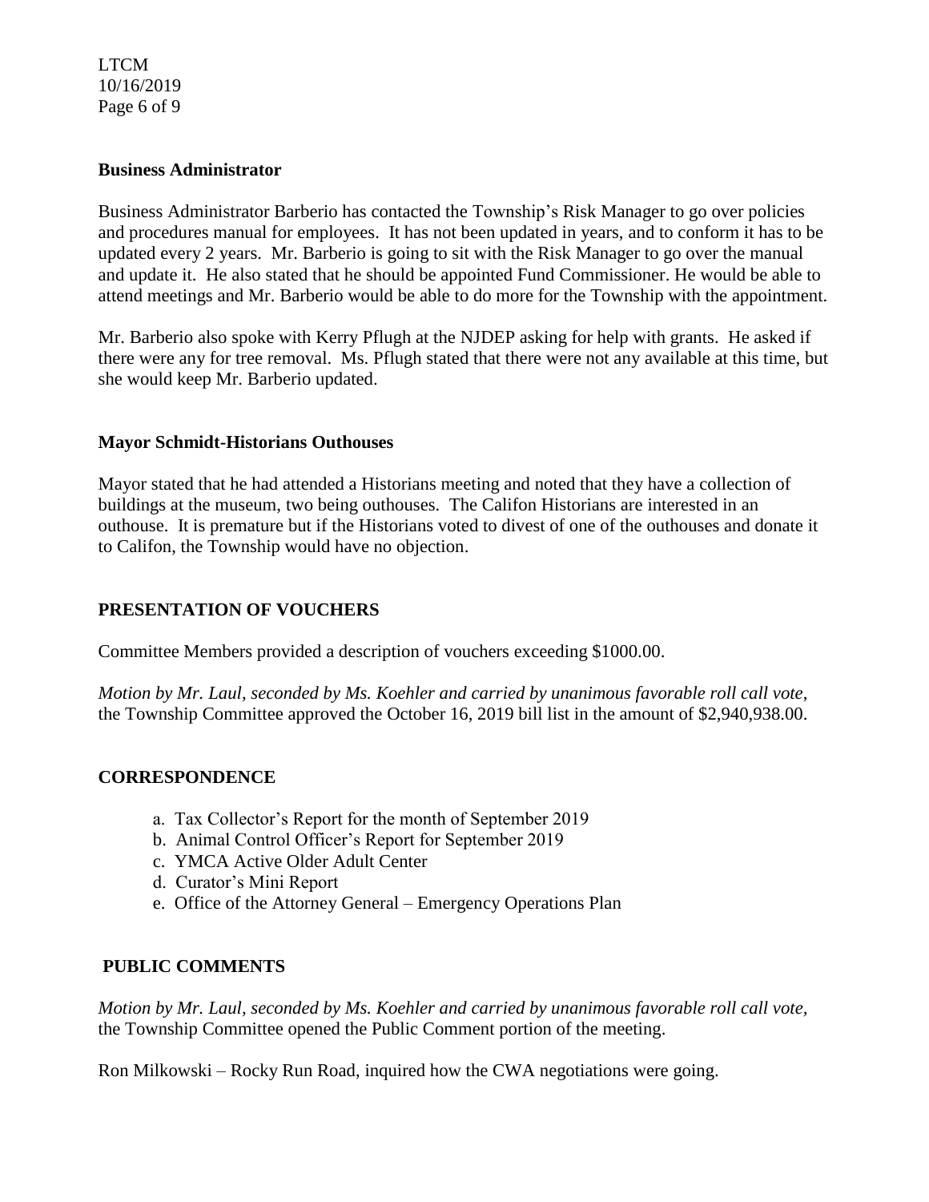**Business Administrator**

Business Administrator Barberio has contacted the Township's Risk Manager to go over policies and procedures manual for employees. It has not been updated in years, and to conform it has to be updated every 2 years. Mr. Barberio is going to sit with the Risk Manager to go over the manual and update it. He also stated that he should be appointed Fund Commissioner. He would be able to attend meetings and Mr. Barberio would be able to do more for the Township with the appointment.

Mr. Barberio also spoke with Kerry Pflugh at the NJDEP asking for help with grants. He asked if there were any for tree removal. Ms. Pflugh stated that there were not any available at this time, but she would keep Mr. Barberio updated.

**Mayor Schmidt-Historians Outhouses**

Mayor stated that he had attended a Historians meeting and noted that they have a collection of buildings at the museum, two being outhouses. The Califon Historians are interested in an outhouse. It is premature but if the Historians voted to divest of one of the outhouses and donate it to Califon, the Township would have no objection.

**PRESENTATION OF VOUCHERS**

Committee Members provided a description of vouchers exceeding $1000.00.

*Motion by Mr. Laul, seconded by Ms. Koehler and carried by unanimous favorable roll call vote*, the Township Committee approved the October 16, 2019 bill list in the amount of $2,940,938.00.

**CORRESPONDENCE**

a. Tax Collector's Report for the month of September 2019
b. Animal Control Officer's Report for September 2019
c. YMCA Active Older Adult Center
d. Curator's Mini Report
e. Office of the Attorney General – Emergency Operations Plan

**PUBLIC COMMENTS**

*Motion by Mr. Laul, seconded by Ms. Koehler and carried by unanimous favorable roll call vote,* the Township Committee opened the Public Comment portion of the meeting.

Ron Milkowski – Rocky Run Road, inquired how the CWA negotiations were going.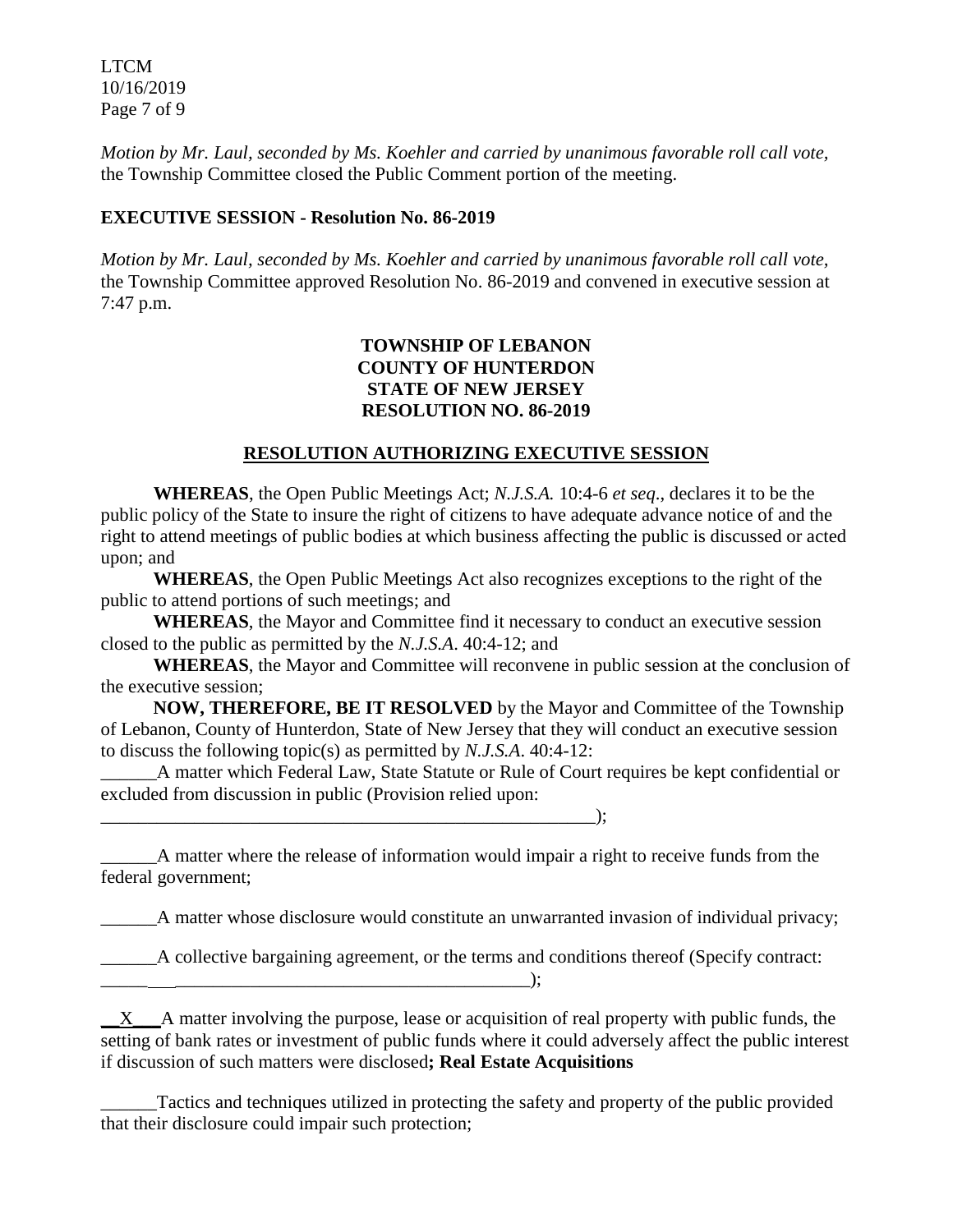*Motion by Mr. Laul, seconded by Ms. Koehler and carried by unanimous favorable roll call vote,* the Township Committee closed the Public Comment portion of the meeting.

**EXECUTIVE SESSION - Resolution No. 86-2019**

*Motion by Mr. Laul, seconded by Ms. Koehler and carried by unanimous favorable roll call vote,* the Township Committee approved Resolution No. 86-2019 and convened in executive session at 7:47 p.m.

**TOWNSHIP OF LEBANON**
**COUNTY OF HUNTERDON**
**STATE OF NEW JERSEY**
**RESOLUTION NO. 86-2019**

**RESOLUTION AUTHORIZING EXECUTIVE SESSION**

**WHEREAS**, the Open Public Meetings Act; *N.J.S.A.* 10:4-6 *et seq*., declares it to be the public policy of the State to insure the right of citizens to have adequate advance notice of and the right to attend meetings of public bodies at which business affecting the public is discussed or acted upon; and

**WHEREAS**, the Open Public Meetings Act also recognizes exceptions to the right of the public to attend portions of such meetings; and

**WHEREAS**, the Mayor and Committee find it necessary to conduct an executive session closed to the public as permitted by the *N.J.S.A*. 40:4-12; and

**WHEREAS**, the Mayor and Committee will reconvene in public session at the conclusion of the executive session;

**NOW, THEREFORE, BE IT RESOLVED** by the Mayor and Committee of the Township of Lebanon, County of Hunterdon, State of New Jersey that they will conduct an executive session to discuss the following topic(s) as permitted by *N.J.S.A*. 40:4-12:

______A matter which Federal Law, State Statute or Rule of Court requires be kept confidential or excluded from discussion in public (Provision relied upon: ________________________________________________________);

______A matter where the release of information would impair a right to receive funds from the federal government;

______A matter whose disclosure would constitute an unwarranted invasion of individual privacy;

______A collective bargaining agreement, or the terms and conditions thereof (Specify contract: ______________________________________________);

__X___A matter involving the purpose, lease or acquisition of real property with public funds, the setting of bank rates or investment of public funds where it could adversely affect the public interest if discussion of such matters were disclosed**; Real Estate Acquisitions**

______Tactics and techniques utilized in protecting the safety and property of the public provided that their disclosure could impair such protection;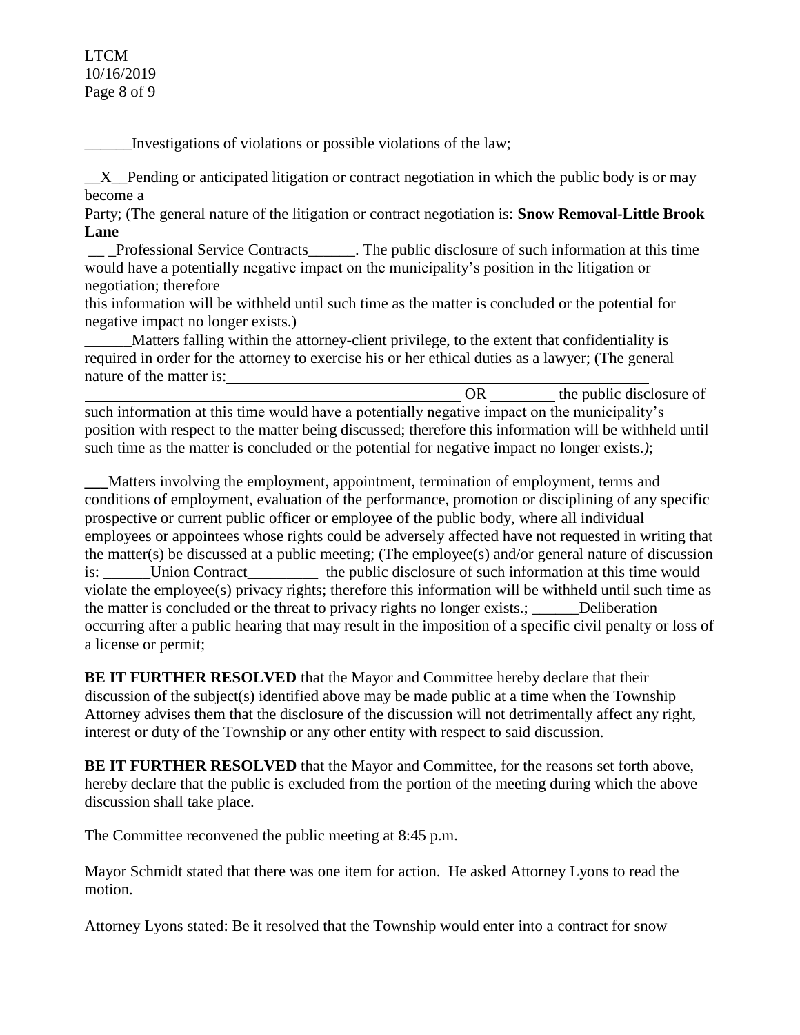______Investigations of violations or possible violations of the law;

__X__Pending or anticipated litigation or contract negotiation in which the public body is or may become a
Party; (The general nature of the litigation or contract negotiation is: **Snow Removal-Little Brook Lane**
__ _Professional Service Contracts______. The public disclosure of such information at this time would have a potentially negative impact on the municipality's position in the litigation or negotiation; therefore
this information will be withheld until such time as the matter is concluded or the potential for negative impact no longer exists.)

______Matters falling within the attorney-client privilege, to the extent that confidentiality is required in order for the attorney to exercise his or her ethical duties as a lawyer; (The general nature of the matter is:____________________________________________________________
__________________________________________________ OR ________ the public disclosure of such information at this time would have a potentially negative impact on the municipality's position with respect to the matter being discussed; therefore this information will be withheld until such time as the matter is concluded or the potential for negative impact no longer exists.*)*;

**___**Matters involving the employment, appointment, termination of employment, terms and conditions of employment, evaluation of the performance, promotion or disciplining of any specific prospective or current public officer or employee of the public body, where all individual employees or appointees whose rights could be adversely affected have not requested in writing that the matter(s) be discussed at a public meeting; (The employee(s) and/or general nature of discussion is: ______Union Contract_________ the public disclosure of such information at this time would violate the employee(s) privacy rights; therefore this information will be withheld until such time as the matter is concluded or the threat to privacy rights no longer exists.; ______Deliberation occurring after a public hearing that may result in the imposition of a specific civil penalty or loss of a license or permit;

**BE IT FURTHER RESOLVED** that the Mayor and Committee hereby declare that their discussion of the subject(s) identified above may be made public at a time when the Township Attorney advises them that the disclosure of the discussion will not detrimentally affect any right, interest or duty of the Township or any other entity with respect to said discussion.

**BE IT FURTHER RESOLVED** that the Mayor and Committee, for the reasons set forth above, hereby declare that the public is excluded from the portion of the meeting during which the above discussion shall take place.

The Committee reconvened the public meeting at 8:45 p.m.

Mayor Schmidt stated that there was one item for action. He asked Attorney Lyons to read the motion.

Attorney Lyons stated: Be it resolved that the Township would enter into a contract for snow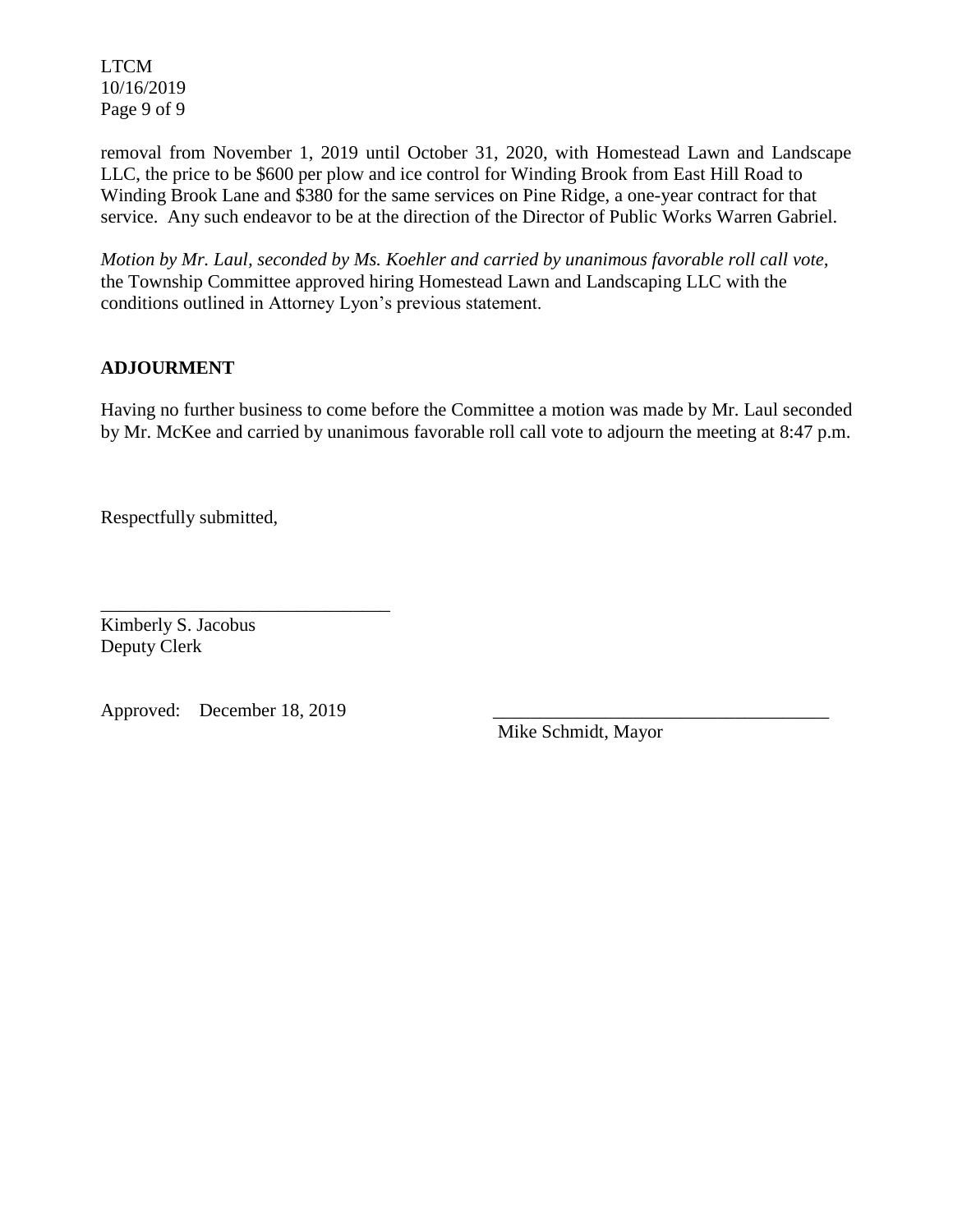removal from November 1, 2019 until October 31, 2020, with Homestead Lawn and Landscape LLC, the price to be $600 per plow and ice control for Winding Brook from East Hill Road to Winding Brook Lane and $380 for the same services on Pine Ridge, a one-year contract for that service. Any such endeavor to be at the direction of the Director of Public Works Warren Gabriel.

*Motion by Mr. Laul, seconded by Ms. Koehler and carried by unanimous favorable roll call vote,* the Township Committee approved hiring Homestead Lawn and Landscaping LLC with the conditions outlined in Attorney Lyon's previous statement.

**ADJOURMENT**

Having no further business to come before the Committee a motion was made by Mr. Laul seconded by Mr. McKee and carried by unanimous favorable roll call vote to adjourn the meeting at 8:47 p.m.

Respectfully submitted,

\_\_\_\_\_\_\_\_\_\_\_\_\_\_\_\_\_\_\_\_\_\_\_\_\_\_\_\_\_\_\_

Kimberly S. Jacobus
Deputy Clerk

Approved: December 18, 2019

\_\_\_\_\_\_\_\_\_\_\_\_\_\_\_\_\_\_\_\_\_\_\_\_\_\_\_\_\_\_\_\_\_\_\_

Mike Schmidt, Mayor